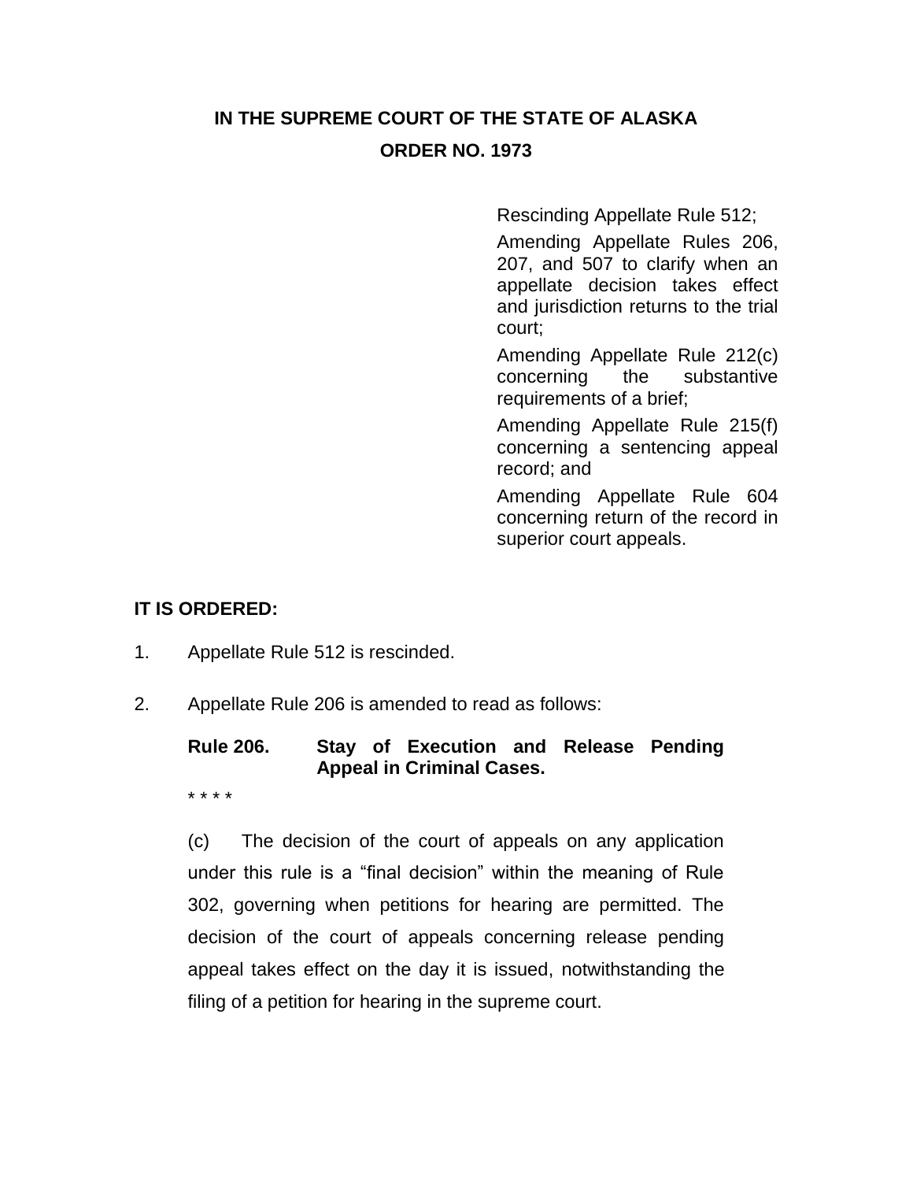# IN THE SUPREME COURT OF THE STATE OF ALASKA

## ORDER NO. 1973

Rescinding Appellate Rule 512;

Amending Appellate Rules 206, 207, and 507 to clarify when an appellate decision takes effect and jurisdiction returns to the trial court;

Amending Appellate Rule 212(c) concerning the substantive requirements of a brief;

Amending Appellate Rule 215(f) concerning a sentencing appeal record; and

Amending Appellate Rule 604 concerning return of the record in superior court appeals.

**IT IS ORDERED:**

1. Appellate Rule 512 is rescinded.

2. Appellate Rule 206 is amended to read as follows:

**Rule 206. Stay of Execution and Release Pending Appeal in Criminal Cases.**

\* \* \* \*

(c) The decision of the court of appeals on any application under this rule is a "final decision" within the meaning of Rule 302, governing when petitions for hearing are permitted. The decision of the court of appeals concerning release pending appeal takes effect on the day it is issued, notwithstanding the filing of a petition for hearing in the supreme court.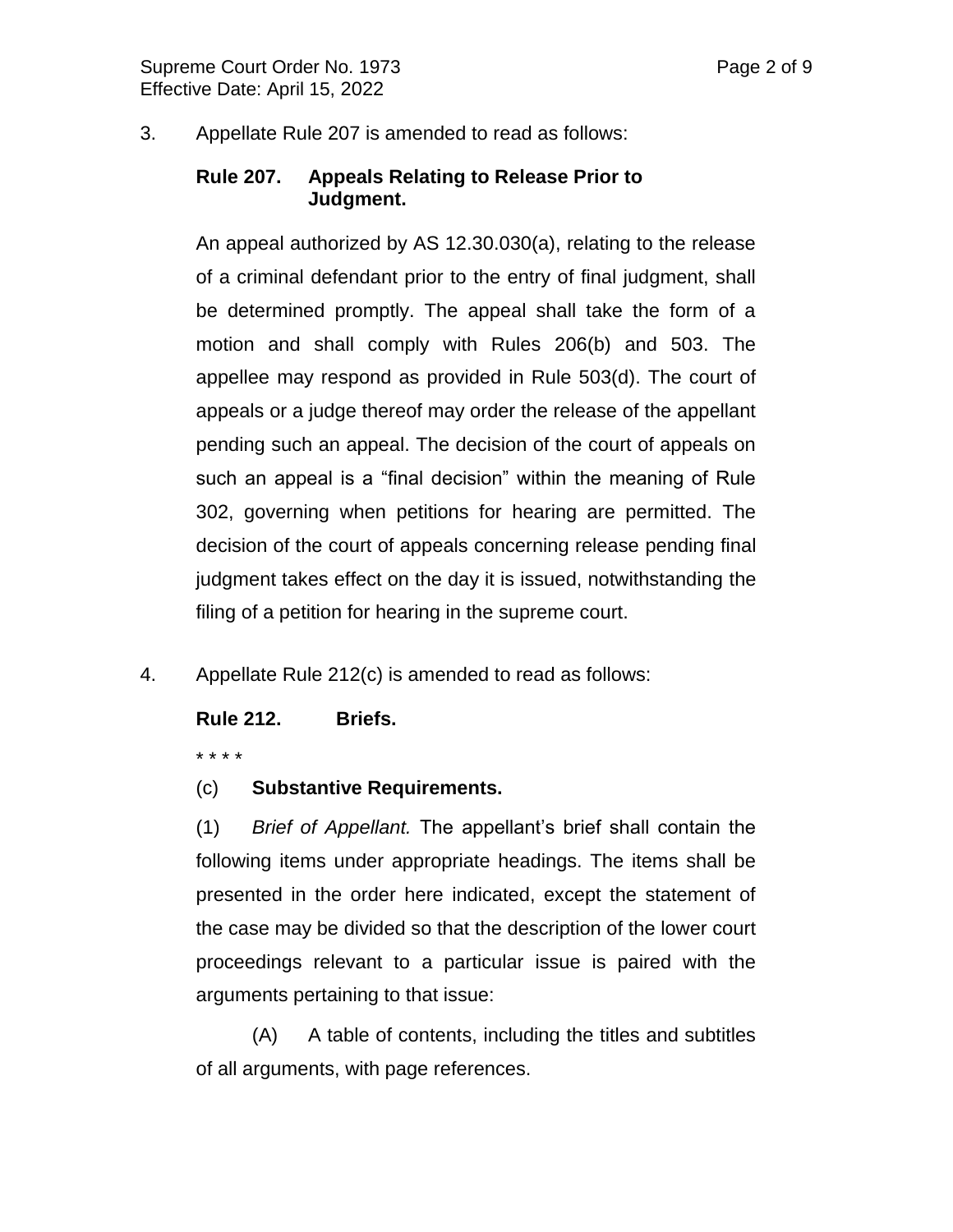3. Appellate Rule 207 is amended to read as follows:

**Rule 207. Appeals Relating to Release Prior to Judgment.**

An appeal authorized by AS 12.30.030(a), relating to the release of a criminal defendant prior to the entry of final judgment, shall be determined promptly. The appeal shall take the form of a motion and shall comply with Rules 206(b) and 503. The appellee may respond as provided in Rule 503(d). The court of appeals or a judge thereof may order the release of the appellant pending such an appeal. The decision of the court of appeals on such an appeal is a "final decision" within the meaning of Rule 302, governing when petitions for hearing are permitted. The decision of the court of appeals concerning release pending final judgment takes effect on the day it is issued, notwithstanding the filing of a petition for hearing in the supreme court.

4. Appellate Rule 212(c) is amended to read as follows:

**Rule 212. Briefs.**

* * * *

(c) **Substantive Requirements.**

(1) *Brief of Appellant.* The appellant's brief shall contain the following items under appropriate headings. The items shall be presented in the order here indicated, except the statement of the case may be divided so that the description of the lower court proceedings relevant to a particular issue is paired with the arguments pertaining to that issue:

(A) A table of contents, including the titles and subtitles of all arguments, with page references.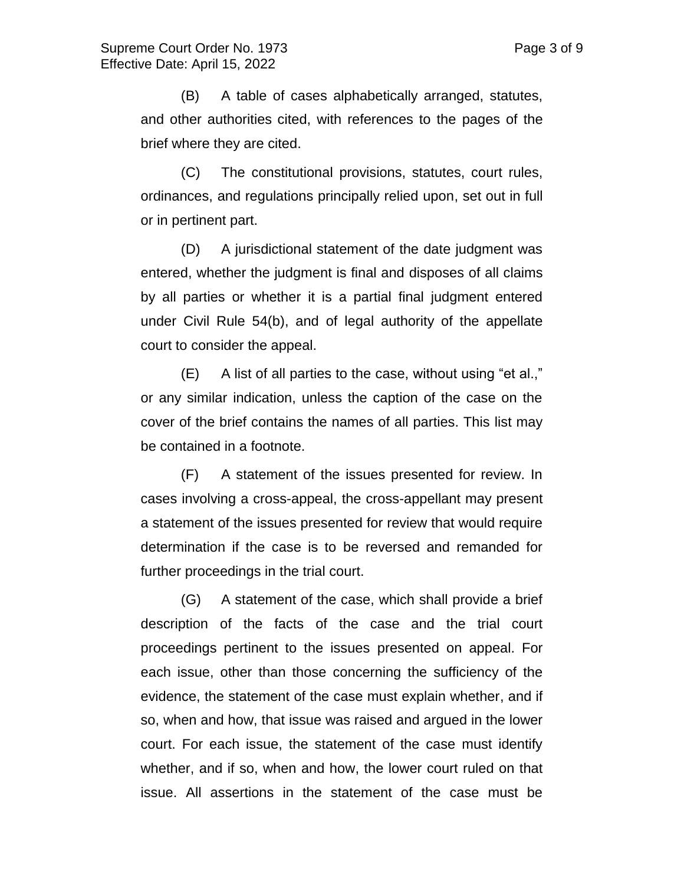(B) A table of cases alphabetically arranged, statutes, and other authorities cited, with references to the pages of the brief where they are cited.

(C) The constitutional provisions, statutes, court rules, ordinances, and regulations principally relied upon, set out in full or in pertinent part.

(D) A jurisdictional statement of the date judgment was entered, whether the judgment is final and disposes of all claims by all parties or whether it is a partial final judgment entered under Civil Rule 54(b), and of legal authority of the appellate court to consider the appeal.

(E) A list of all parties to the case, without using "et al.," or any similar indication, unless the caption of the case on the cover of the brief contains the names of all parties. This list may be contained in a footnote.

(F) A statement of the issues presented for review. In cases involving a cross-appeal, the cross-appellant may present a statement of the issues presented for review that would require determination if the case is to be reversed and remanded for further proceedings in the trial court.

(G) A statement of the case, which shall provide a brief description of the facts of the case and the trial court proceedings pertinent to the issues presented on appeal. For each issue, other than those concerning the sufficiency of the evidence, the statement of the case must explain whether, and if so, when and how, that issue was raised and argued in the lower court. For each issue, the statement of the case must identify whether, and if so, when and how, the lower court ruled on that issue. All assertions in the statement of the case must be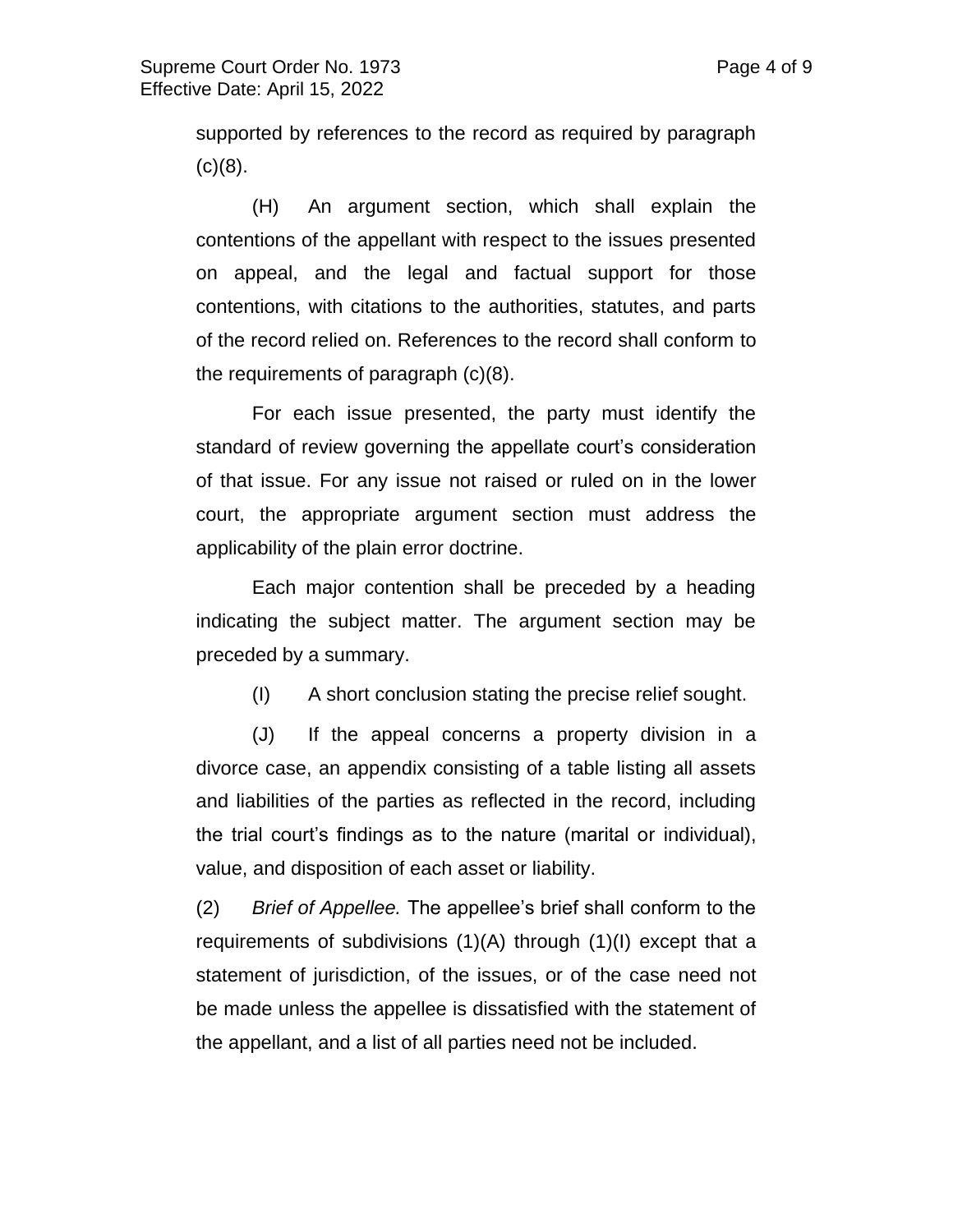supported by references to the record as required by paragraph (c)(8).

(H) An argument section, which shall explain the contentions of the appellant with respect to the issues presented on appeal, and the legal and factual support for those contentions, with citations to the authorities, statutes, and parts of the record relied on. References to the record shall conform to the requirements of paragraph (c)(8).

For each issue presented, the party must identify the standard of review governing the appellate court's consideration of that issue. For any issue not raised or ruled on in the lower court, the appropriate argument section must address the applicability of the plain error doctrine.

Each major contention shall be preceded by a heading indicating the subject matter. The argument section may be preceded by a summary.

(I) A short conclusion stating the precise relief sought.

(J) If the appeal concerns a property division in a divorce case, an appendix consisting of a table listing all assets and liabilities of the parties as reflected in the record, including the trial court's findings as to the nature (marital or individual), value, and disposition of each asset or liability.

(2) *Brief of Appellee.* The appellee's brief shall conform to the requirements of subdivisions (1)(A) through (1)(I) except that a statement of jurisdiction, of the issues, or of the case need not be made unless the appellee is dissatisfied with the statement of the appellant, and a list of all parties need not be included.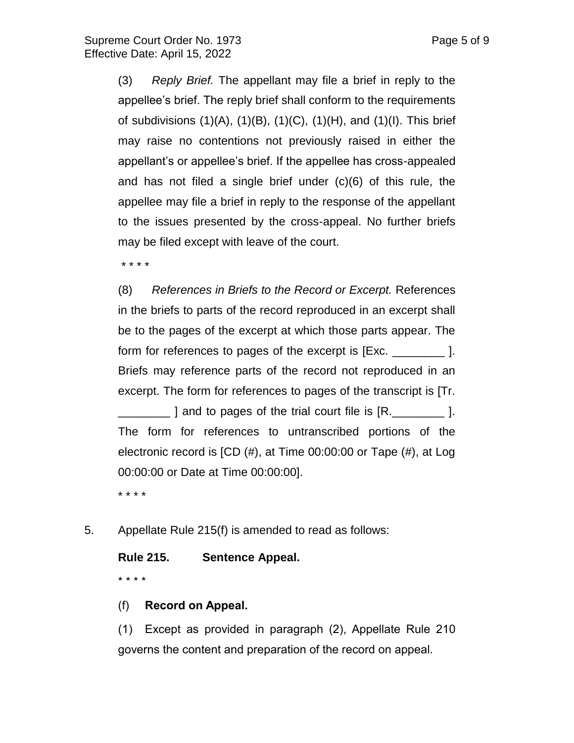(3) *Reply Brief.* The appellant may file a brief in reply to the appellee's brief. The reply brief shall conform to the requirements of subdivisions (1)(A), (1)(B), (1)(C), (1)(H), and (1)(I). This brief may raise no contentions not previously raised in either the appellant's or appellee's brief. If the appellee has cross-appealed and has not filed a single brief under (c)(6) of this rule, the appellee may file a brief in reply to the response of the appellant to the issues presented by the cross-appeal. No further briefs may be filed except with leave of the court.

\* \* \* \*

(8) *References in Briefs to the Record or Excerpt.* References in the briefs to parts of the record reproduced in an excerpt shall be to the pages of the excerpt at which those parts appear. The form for references to pages of the excerpt is [Exc. ________ ]. Briefs may reference parts of the record not reproduced in an excerpt. The form for references to pages of the transcript is [Tr. ________ ] and to pages of the trial court file is [R.________ ]. The form for references to untranscribed portions of the electronic record is [CD (#), at Time 00:00:00 or Tape (#), at Log 00:00:00 or Date at Time 00:00:00].

\* \* \* \*

5. Appellate Rule 215(f) is amended to read as follows:

**Rule 215. Sentence Appeal.**

\* \* \* \*

(f) **Record on Appeal.**

(1) Except as provided in paragraph (2), Appellate Rule 210 governs the content and preparation of the record on appeal.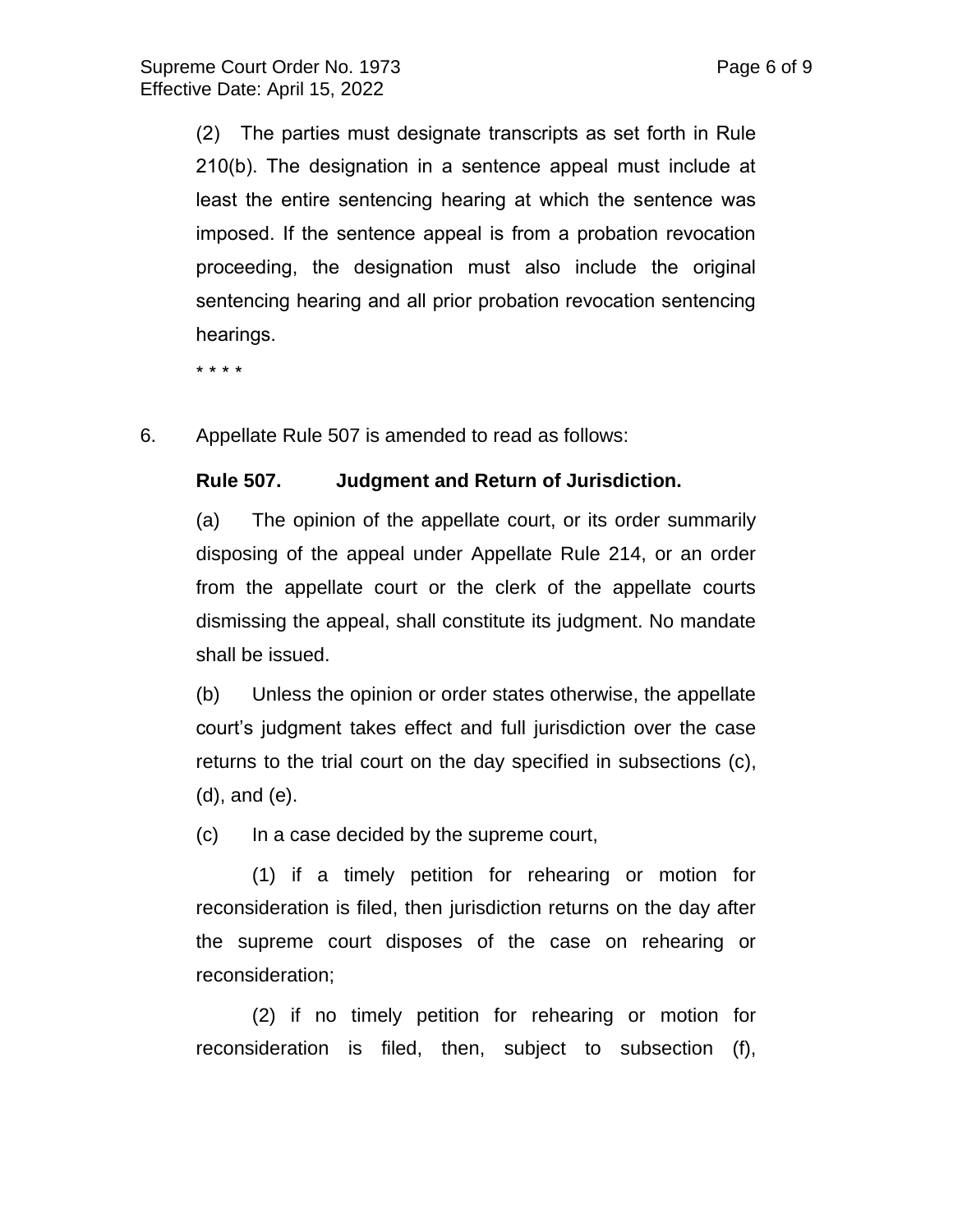(2) The parties must designate transcripts as set forth in Rule 210(b). The designation in a sentence appeal must include at least the entire sentencing hearing at which the sentence was imposed. If the sentence appeal is from a probation revocation proceeding, the designation must also include the original sentencing hearing and all prior probation revocation sentencing hearings.

\* \* \* \*

6. Appellate Rule 507 is amended to read as follows:

**Rule 507. Judgment and Return of Jurisdiction.**

(a) The opinion of the appellate court, or its order summarily disposing of the appeal under Appellate Rule 214, or an order from the appellate court or the clerk of the appellate courts dismissing the appeal, shall constitute its judgment. No mandate shall be issued.

(b) Unless the opinion or order states otherwise, the appellate court's judgment takes effect and full jurisdiction over the case returns to the trial court on the day specified in subsections (c), (d), and (e).

(c) In a case decided by the supreme court,

(1) if a timely petition for rehearing or motion for reconsideration is filed, then jurisdiction returns on the day after the supreme court disposes of the case on rehearing or reconsideration;

(2) if no timely petition for rehearing or motion for reconsideration is filed, then, subject to subsection (f),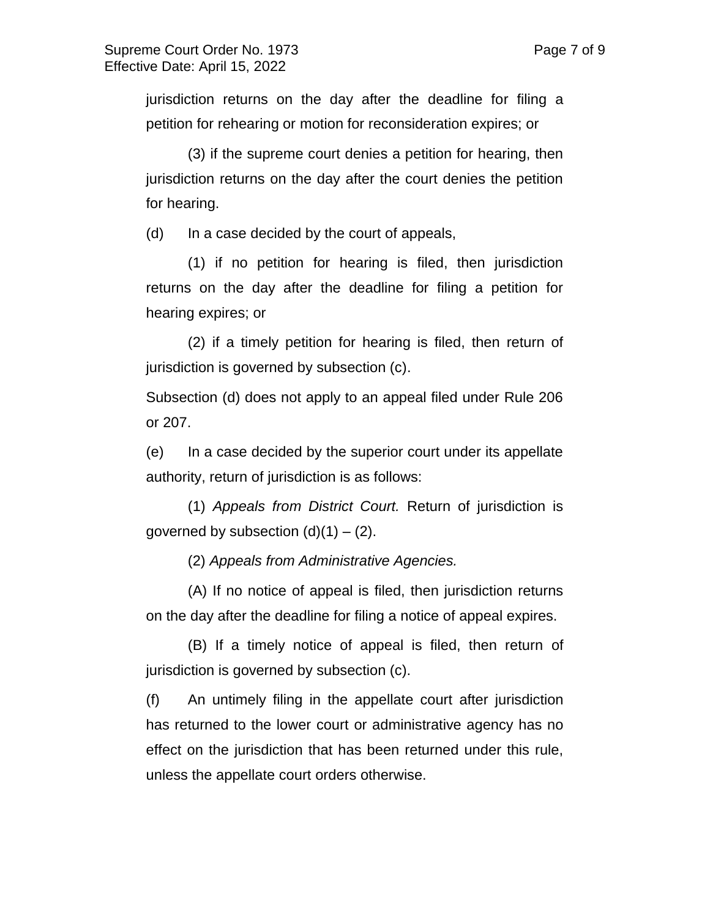jurisdiction returns on the day after the deadline for filing a petition for rehearing or motion for reconsideration expires; or

(3) if the supreme court denies a petition for hearing, then jurisdiction returns on the day after the court denies the petition for hearing.

(d) In a case decided by the court of appeals,

(1) if no petition for hearing is filed, then jurisdiction returns on the day after the deadline for filing a petition for hearing expires; or

(2) if a timely petition for hearing is filed, then return of jurisdiction is governed by subsection (c).

Subsection (d) does not apply to an appeal filed under Rule 206 or 207.

(e) In a case decided by the superior court under its appellate authority, return of jurisdiction is as follows:

(1) *Appeals from District Court.* Return of jurisdiction is governed by subsection (d)(1) – (2).

(2) *Appeals from Administrative Agencies.*

(A) If no notice of appeal is filed, then jurisdiction returns on the day after the deadline for filing a notice of appeal expires.

(B) If a timely notice of appeal is filed, then return of jurisdiction is governed by subsection (c).

(f) An untimely filing in the appellate court after jurisdiction has returned to the lower court or administrative agency has no effect on the jurisdiction that has been returned under this rule, unless the appellate court orders otherwise.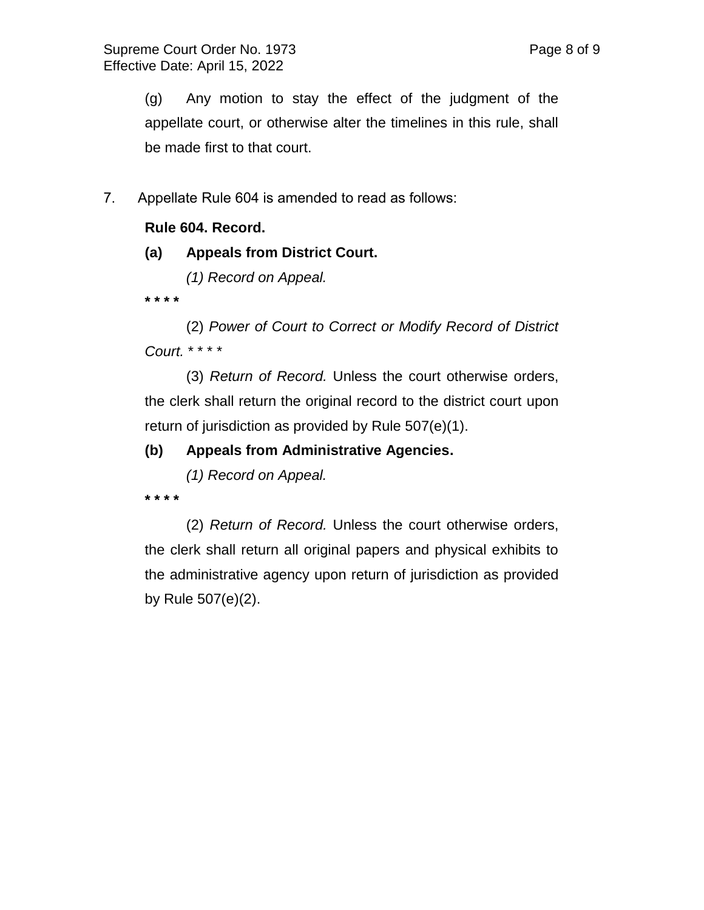(g) Any motion to stay the effect of the judgment of the appellate court, or otherwise alter the timelines in this rule, shall be made first to that court.

7. Appellate Rule 604 is amended to read as follows:

**Rule 604. Record.**

**(a) Appeals from District Court.**

*(1) Record on Appeal.*

**\* \* \* \***

(2) *Power of Court to Correct or Modify Record of District Court.* \* \* \* \*

(3) *Return of Record.* Unless the court otherwise orders, the clerk shall return the original record to the district court upon return of jurisdiction as provided by Rule 507(e)(1).

**(b) Appeals from Administrative Agencies.**

*(1) Record on Appeal.*

**\* \* \* \***

(2) *Return of Record.* Unless the court otherwise orders, the clerk shall return all original papers and physical exhibits to the administrative agency upon return of jurisdiction as provided by Rule 507(e)(2).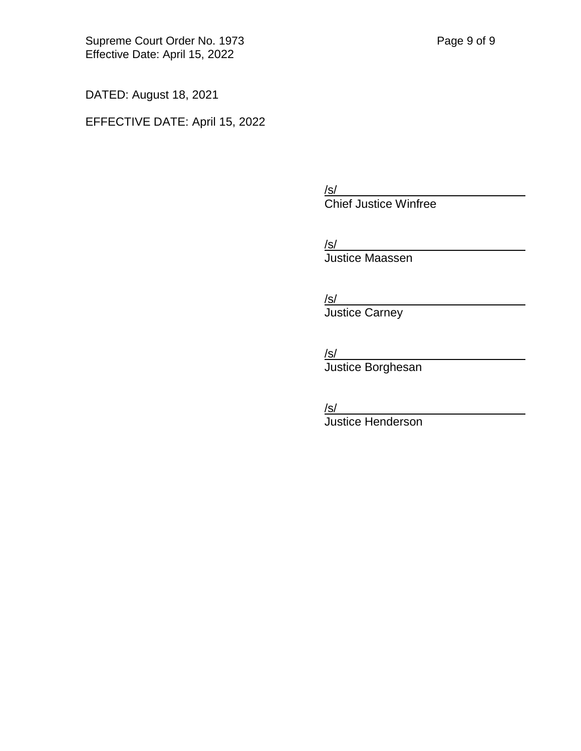DATED: August 18, 2021

EFFECTIVE DATE: April 15, 2022

/s/
Chief Justice Winfree

/s/
Justice Maassen

/s/
Justice Carney

/s/
Justice Borghesan

/s/
Justice Henderson